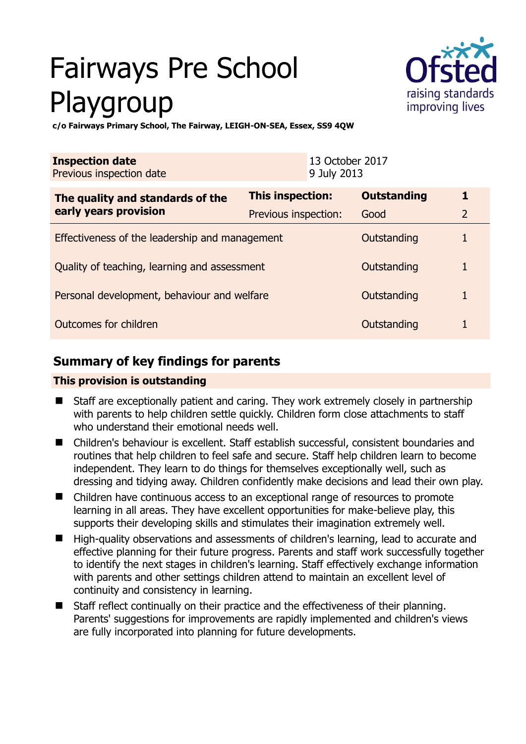# Fairways Pre School Playgroup

**c/o Fairways Primary School, The Fairway, LEIGH-ON-SEA, Essex, SS9 4QW**

| **Inspection date** | 13 October 2017 |
|---|---|
| Previous inspection date | 9 July 2013 |

| **The quality and standards of the early years provision** | **This inspection:** | **Outstanding** | **1** |
|---|---|---|---|
| | Previous inspection: | Good | 2 |
| Effectiveness of the leadership and management | | Outstanding | 1 |
| Quality of teaching, learning and assessment | | Outstanding | 1 |
| Personal development, behaviour and welfare | | Outstanding | 1 |
| Outcomes for children | | Outstanding | 1 |

## Summary of key findings for parents

**This provision is outstanding**

- Staff are exceptionally patient and caring. They work extremely closely in partnership with parents to help children settle quickly. Children form close attachments to staff who understand their emotional needs well.
- Children's behaviour is excellent. Staff establish successful, consistent boundaries and routines that help children to feel safe and secure. Staff help children learn to become independent. They learn to do things for themselves exceptionally well, such as dressing and tidying away. Children confidently make decisions and lead their own play.
- Children have continuous access to an exceptional range of resources to promote learning in all areas. They have excellent opportunities for make-believe play, this supports their developing skills and stimulates their imagination extremely well.
- High-quality observations and assessments of children's learning, lead to accurate and effective planning for their future progress. Parents and staff work successfully together to identify the next stages in children's learning. Staff effectively exchange information with parents and other settings children attend to maintain an excellent level of continuity and consistency in learning.
- Staff reflect continually on their practice and the effectiveness of their planning. Parents' suggestions for improvements are rapidly implemented and children's views are fully incorporated into planning for future developments.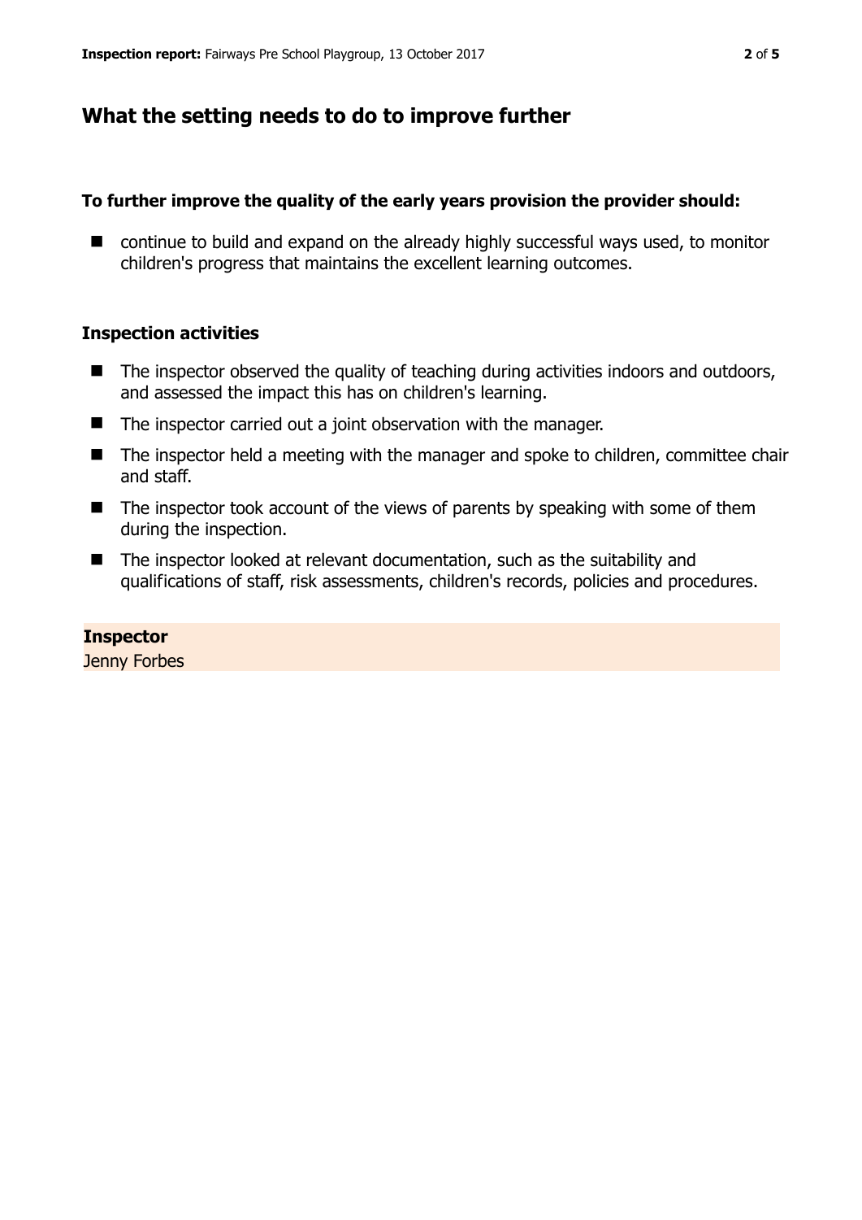## What the setting needs to do to improve further

**To further improve the quality of the early years provision the provider should:**

- continue to build and expand on the already highly successful ways used, to monitor children's progress that maintains the excellent learning outcomes.

### Inspection activities

- The inspector observed the quality of teaching during activities indoors and outdoors, and assessed the impact this has on children's learning.
- The inspector carried out a joint observation with the manager.
- The inspector held a meeting with the manager and spoke to children, committee chair and staff.
- The inspector took account of the views of parents by speaking with some of them during the inspection.
- The inspector looked at relevant documentation, such as the suitability and qualifications of staff, risk assessments, children's records, policies and procedures.

**Inspector**
Jenny Forbes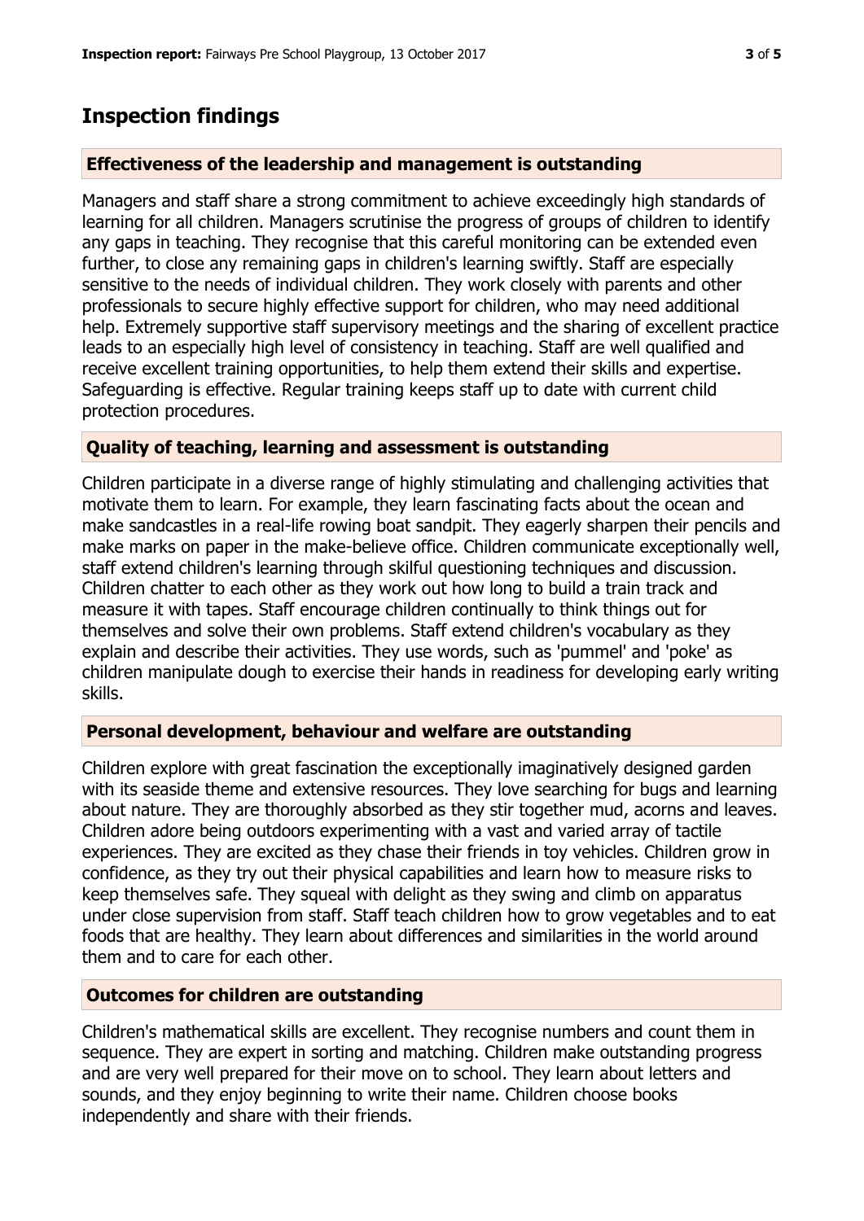## Inspection findings

### Effectiveness of the leadership and management is outstanding

Managers and staff share a strong commitment to achieve exceedingly high standards of learning for all children. Managers scrutinise the progress of groups of children to identify any gaps in teaching. They recognise that this careful monitoring can be extended even further, to close any remaining gaps in children's learning swiftly. Staff are especially sensitive to the needs of individual children. They work closely with parents and other professionals to secure highly effective support for children, who may need additional help. Extremely supportive staff supervisory meetings and the sharing of excellent practice leads to an especially high level of consistency in teaching. Staff are well qualified and receive excellent training opportunities, to help them extend their skills and expertise. Safeguarding is effective. Regular training keeps staff up to date with current child protection procedures.

### Quality of teaching, learning and assessment is outstanding

Children participate in a diverse range of highly stimulating and challenging activities that motivate them to learn. For example, they learn fascinating facts about the ocean and make sandcastles in a real-life rowing boat sandpit. They eagerly sharpen their pencils and make marks on paper in the make-believe office. Children communicate exceptionally well, staff extend children's learning through skilful questioning techniques and discussion. Children chatter to each other as they work out how long to build a train track and measure it with tapes. Staff encourage children continually to think things out for themselves and solve their own problems. Staff extend children's vocabulary as they explain and describe their activities. They use words, such as 'pummel' and 'poke' as children manipulate dough to exercise their hands in readiness for developing early writing skills.

### Personal development, behaviour and welfare are outstanding

Children explore with great fascination the exceptionally imaginatively designed garden with its seaside theme and extensive resources. They love searching for bugs and learning about nature. They are thoroughly absorbed as they stir together mud, acorns and leaves. Children adore being outdoors experimenting with a vast and varied array of tactile experiences. They are excited as they chase their friends in toy vehicles. Children grow in confidence, as they try out their physical capabilities and learn how to measure risks to keep themselves safe. They squeal with delight as they swing and climb on apparatus under close supervision from staff. Staff teach children how to grow vegetables and to eat foods that are healthy. They learn about differences and similarities in the world around them and to care for each other.

### Outcomes for children are outstanding

Children's mathematical skills are excellent. They recognise numbers and count them in sequence. They are expert in sorting and matching. Children make outstanding progress and are very well prepared for their move on to school. They learn about letters and sounds, and they enjoy beginning to write their name. Children choose books independently and share with their friends.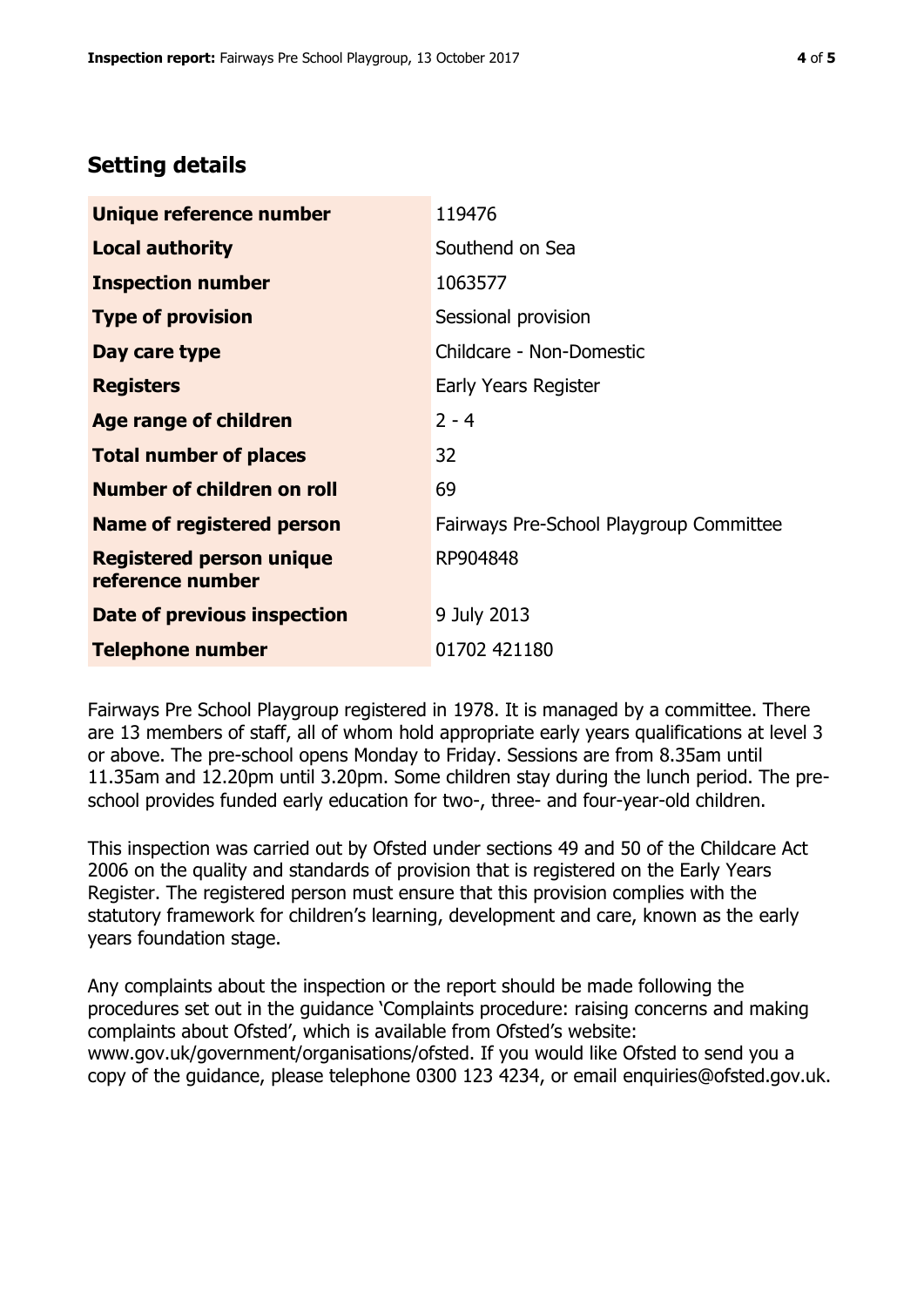## Setting details

| | |
|---|---|
| **Unique reference number** | 119476 |
| **Local authority** | Southend on Sea |
| **Inspection number** | 1063577 |
| **Type of provision** | Sessional provision |
| **Day care type** | Childcare - Non-Domestic |
| **Registers** | Early Years Register |
| **Age range of children** | 2 - 4 |
| **Total number of places** | 32 |
| **Number of children on roll** | 69 |
| **Name of registered person** | Fairways Pre-School Playgroup Committee |
| **Registered person unique reference number** | RP904848 |
| **Date of previous inspection** | 9 July 2013 |
| **Telephone number** | 01702 421180 |

Fairways Pre School Playgroup registered in 1978. It is managed by a committee. There are 13 members of staff, all of whom hold appropriate early years qualifications at level 3 or above. The pre-school opens Monday to Friday. Sessions are from 8.35am until 11.35am and 12.20pm until 3.20pm. Some children stay during the lunch period. The pre-school provides funded early education for two-, three- and four-year-old children.

This inspection was carried out by Ofsted under sections 49 and 50 of the Childcare Act 2006 on the quality and standards of provision that is registered on the Early Years Register. The registered person must ensure that this provision complies with the statutory framework for children's learning, development and care, known as the early years foundation stage.

Any complaints about the inspection or the report should be made following the procedures set out in the guidance 'Complaints procedure: raising concerns and making complaints about Ofsted', which is available from Ofsted's website: www.gov.uk/government/organisations/ofsted. If you would like Ofsted to send you a copy of the guidance, please telephone 0300 123 4234, or email enquiries@ofsted.gov.uk.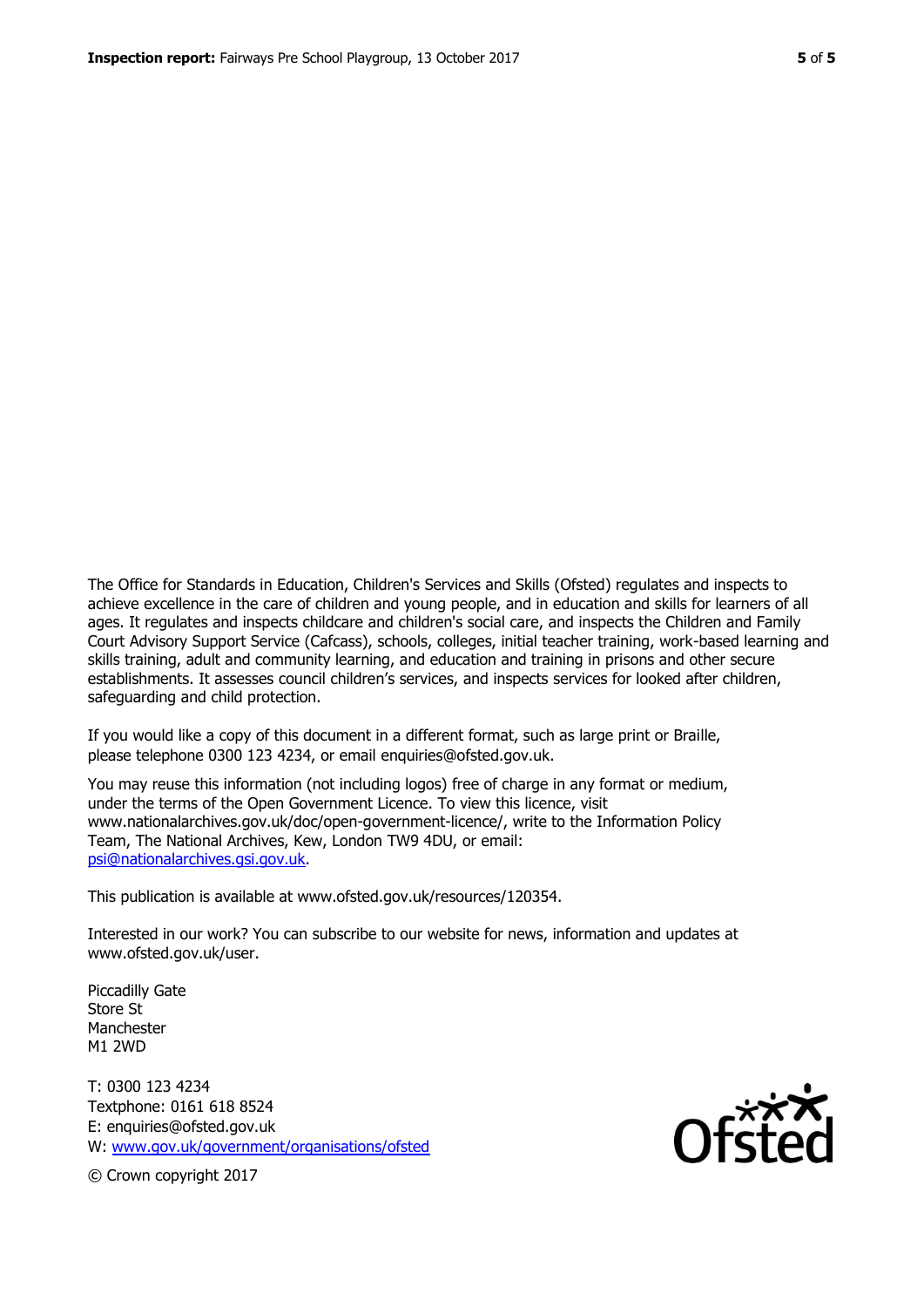The Office for Standards in Education, Children's Services and Skills (Ofsted) regulates and inspects to achieve excellence in the care of children and young people, and in education and skills for learners of all ages. It regulates and inspects childcare and children's social care, and inspects the Children and Family Court Advisory Support Service (Cafcass), schools, colleges, initial teacher training, work-based learning and skills training, adult and community learning, and education and training in prisons and other secure establishments. It assesses council children's services, and inspects services for looked after children, safeguarding and child protection.

If you would like a copy of this document in a different format, such as large print or Braille, please telephone 0300 123 4234, or email enquiries@ofsted.gov.uk.

You may reuse this information (not including logos) free of charge in any format or medium, under the terms of the Open Government Licence. To view this licence, visit www.nationalarchives.gov.uk/doc/open-government-licence/, write to the Information Policy Team, The National Archives, Kew, London TW9 4DU, or email: psi@nationalarchives.gsi.gov.uk.

This publication is available at www.ofsted.gov.uk/resources/120354.

Interested in our work? You can subscribe to our website for news, information and updates at www.ofsted.gov.uk/user.

Piccadilly Gate
Store St
Manchester
M1 2WD

T: 0300 123 4234
Textphone: 0161 618 8524
E: enquiries@ofsted.gov.uk
W: www.gov.uk/government/organisations/ofsted

© Crown copyright 2017